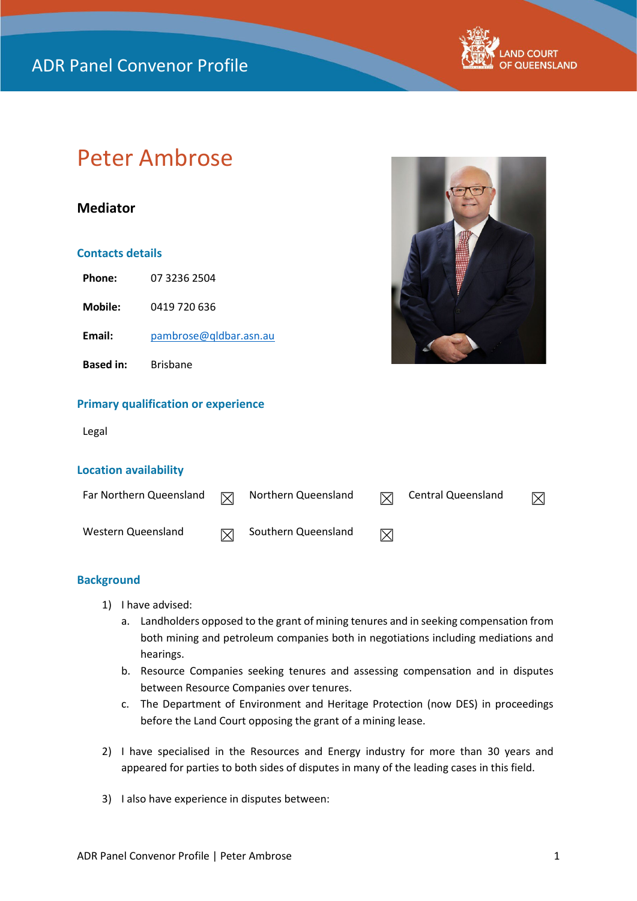ADR Panel Convenor Profile

LAND COURT OF QUEENSLAND

# Peter Ambrose

## Mediator

### Contacts details

**Phone:** 07 3236 2504

**Mobile:** 0419 720 636

**Email:** pambrose@qldbar.asn.au

**Based in:** Brisbane

### Primary qualification or experience

Legal

### Location availability

| | | | | | |
|---|---|---|---|---|---|
| Far Northern Queensland | ☒ | Northern Queensland | ☒ | Central Queensland | ☒ |
| Western Queensland | ☒ | Southern Queensland | ☒ | | |

### Background

1) I have advised:
   a. Landholders opposed to the grant of mining tenures and in seeking compensation from both mining and petroleum companies both in negotiations including mediations and hearings.
   b. Resource Companies seeking tenures and assessing compensation and in disputes between Resource Companies over tenures.
   c. The Department of Environment and Heritage Protection (now DES) in proceedings before the Land Court opposing the grant of a mining lease.

2) I have specialised in the Resources and Energy industry for more than 30 years and appeared for parties to both sides of disputes in many of the leading cases in this field.

3) I also have experience in disputes between: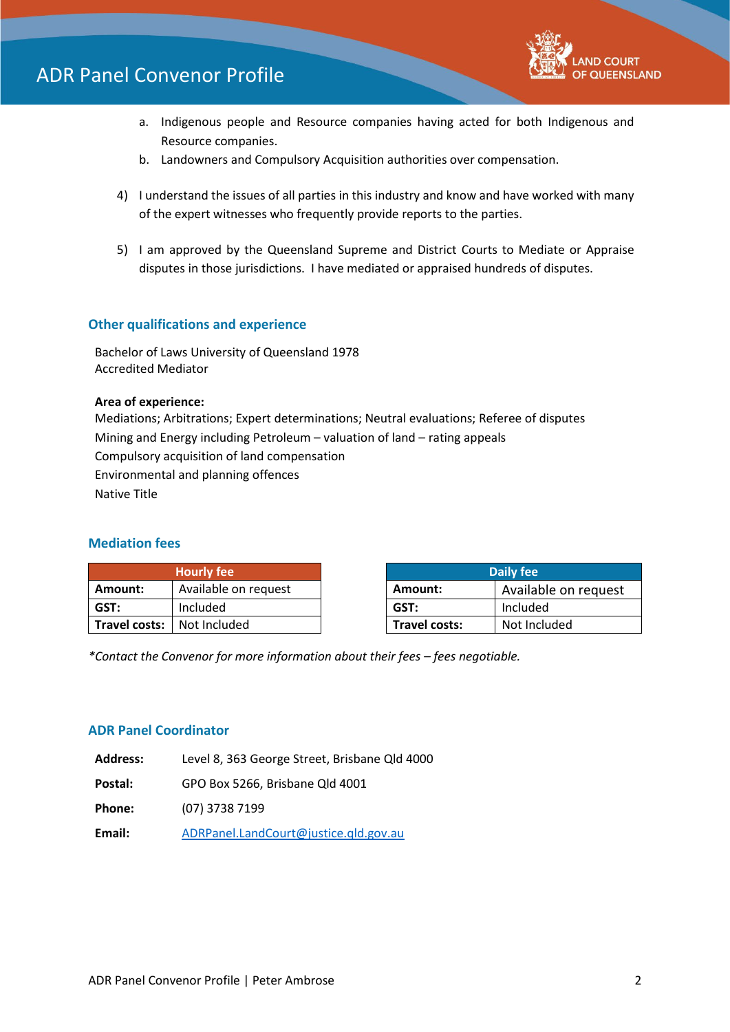a. Indigenous people and Resource companies having acted for both Indigenous and Resource companies.
b. Landowners and Compulsory Acquisition authorities over compensation.

4) I understand the issues of all parties in this industry and know and have worked with many of the expert witnesses who frequently provide reports to the parties.

5) I am approved by the Queensland Supreme and District Courts to Mediate or Appraise disputes in those jurisdictions. I have mediated or appraised hundreds of disputes.

## Other qualifications and experience

Bachelor of Laws University of Queensland 1978
Accredited Mediator

**Area of experience:**
Mediations; Arbitrations; Expert determinations; Neutral evaluations; Referee of disputes
Mining and Energy including Petroleum – valuation of land – rating appeals
Compulsory acquisition of land compensation
Environmental and planning offences
Native Title

## Mediation fees

| Hourly fee | |
|---|---|
| **Amount:** | Available on request |
| **GST:** | Included |
| **Travel costs:** | Not Included |

| Daily fee | |
|---|---|
| **Amount:** | Available on request |
| **GST:** | Included |
| **Travel costs:** | Not Included |

*\*Contact the Convenor for more information about their fees – fees negotiable.*

## ADR Panel Coordinator

**Address:** Level 8, 363 George Street, Brisbane Qld 4000

**Postal:** GPO Box 5266, Brisbane Qld 4001

**Phone:** (07) 3738 7199

**Email:** ADRPanel.LandCourt@justice.qld.gov.au